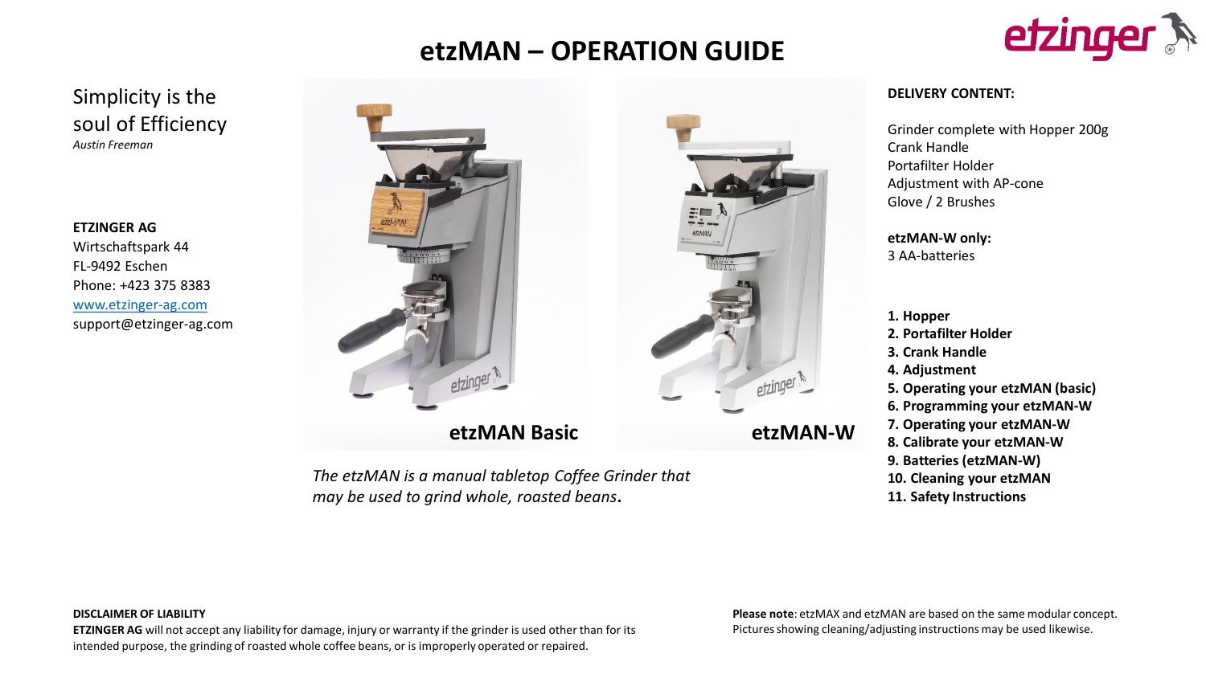# etzMAN – OPERATION GUIDE

Simplicity is the soul of Efficiency

*Austin Freeman*

**ETZINGER AG**
Wirtschaftspark 44
FL-9492 Eschen
Phone: +423 375 8383
[www.etzinger-ag.com](http://www.etzinger-ag.com)
support@etzinger-ag.com

**etzMAN Basic**

**etzMAN-W**

*The etzMAN is a manual tabletop Coffee Grinder that may be used to grind whole, roasted beans.*

**DELIVERY CONTENT:**

Grinder complete with Hopper 200g
Crank Handle
Portafilter Holder
Adjustment with AP-cone
Glove / 2 Brushes

**etzMAN-W only:**
3 AA-batteries

1. **Hopper**
2. **Portafilter Holder**
3. **Crank Handle**
4. **Adjustment**
5. **Operating your etzMAN (basic)**
6. **Programming your etzMAN-W**
7. **Operating your etzMAN-W**
8. **Calibrate your etzMAN-W**
9. **Batteries (etzMAN-W)**
10. **Cleaning your etzMAN**
11. **Safety Instructions**

**DISCLAIMER OF LIABILITY**
**ETZINGER AG** will not accept any liability for damage, injury or warranty if the grinder is used other than for its intended purpose, the grinding of roasted whole coffee beans, or is improperly operated or repaired.

**Please note**: etzMAX and etzMAN are based on the same modular concept. Pictures showing cleaning/adjusting instructions may be used likewise.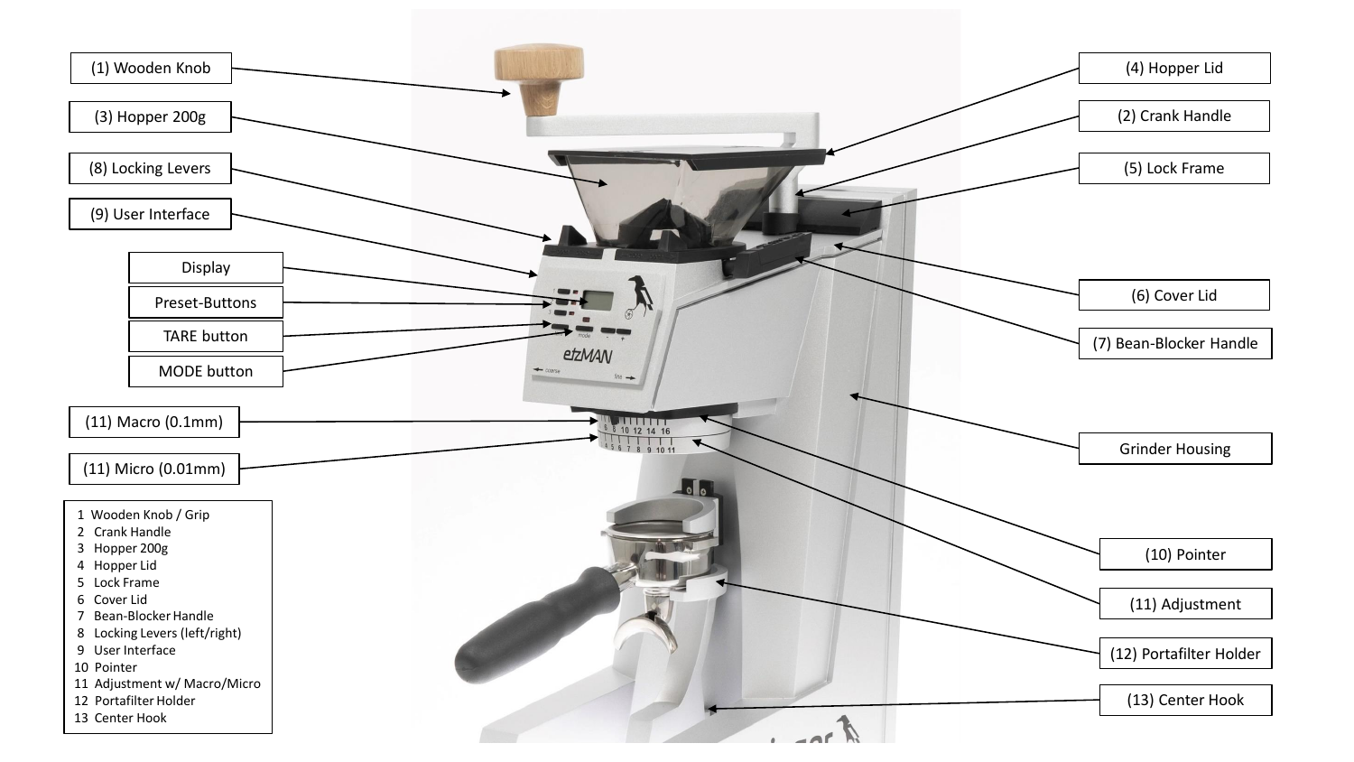(1) Wooden Knob

(3) Hopper 200g

(8) Locking Levers

(9) User Interface

Display

Preset-Buttons

TARE button

MODE button

(11) Macro (0.1mm)

(11) Micro (0.01mm)

(4) Hopper Lid

(2) Crank Handle

(5) Lock Frame

(6) Cover Lid

(7) Bean-Blocker Handle

Grinder Housing

(10) Pointer

(11) Adjustment

(12) Portafilter Holder

(13) Center Hook

1. Wooden Knob / Grip
2. Crank Handle
3. Hopper 200g
4. Hopper Lid
5. Lock Frame
6. Cover Lid
7. Bean-Blocker Handle
8. Locking Levers (left/right)
9. User Interface
10. Pointer
11. Adjustment w/ Macro/Micro
12. Portafilter Holder
13. Center Hook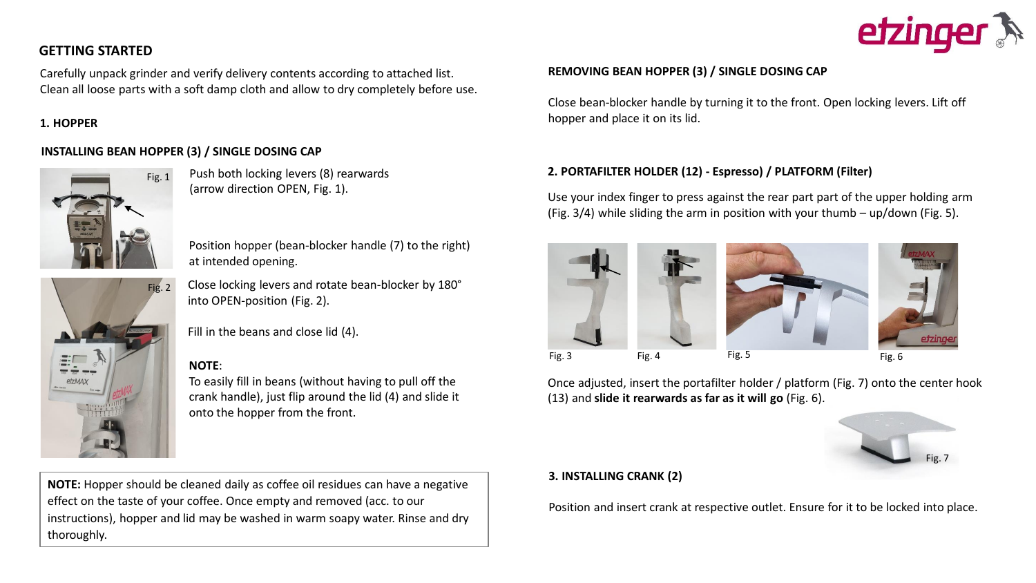## GETTING STARTED

Carefully unpack grinder and verify delivery contents according to attached list.
Clean all loose parts with a soft damp cloth and allow to dry completely before use.

### 1. HOPPER

#### INSTALLING BEAN HOPPER (3) / SINGLE DOSING CAP

Fig. 1

Push both locking levers (8) rearwards (arrow direction OPEN, Fig. 1).

Position hopper (bean-blocker handle (7) to the right) at intended opening.

Fig. 2

Close locking levers and rotate bean-blocker by 180° into OPEN-position (Fig. 2).

Fill in the beans and close lid (4).

**NOTE**:
To easily fill in beans (without having to pull off the crank handle), just flip around the lid (4) and slide it onto the hopper from the front.

**NOTE:** Hopper should be cleaned daily as coffee oil residues can have a negative effect on the taste of your coffee. Once empty and removed (acc. to our instructions), hopper and lid may be washed in warm soapy water. Rinse and dry thoroughly.

#### REMOVING BEAN HOPPER (3) / SINGLE DOSING CAP

Close bean-blocker handle by turning it to the front. Open locking levers. Lift off hopper and place it on its lid.

### 2. PORTAFILTER HOLDER (12) - Espresso) / PLATFORM (Filter)

Use your index finger to press against the rear part part of the upper holding arm (Fig. 3/4) while sliding the arm in position with your thumb – up/down (Fig. 5).

Fig. 3 Fig. 4 Fig. 5 Fig. 6

Once adjusted, insert the portafilter holder / platform (Fig. 7) onto the center hook (13) and **slide it rearwards as far as it will go** (Fig. 6).

Fig. 7

### 3. INSTALLING CRANK (2)

Position and insert crank at respective outlet. Ensure for it to be locked into place.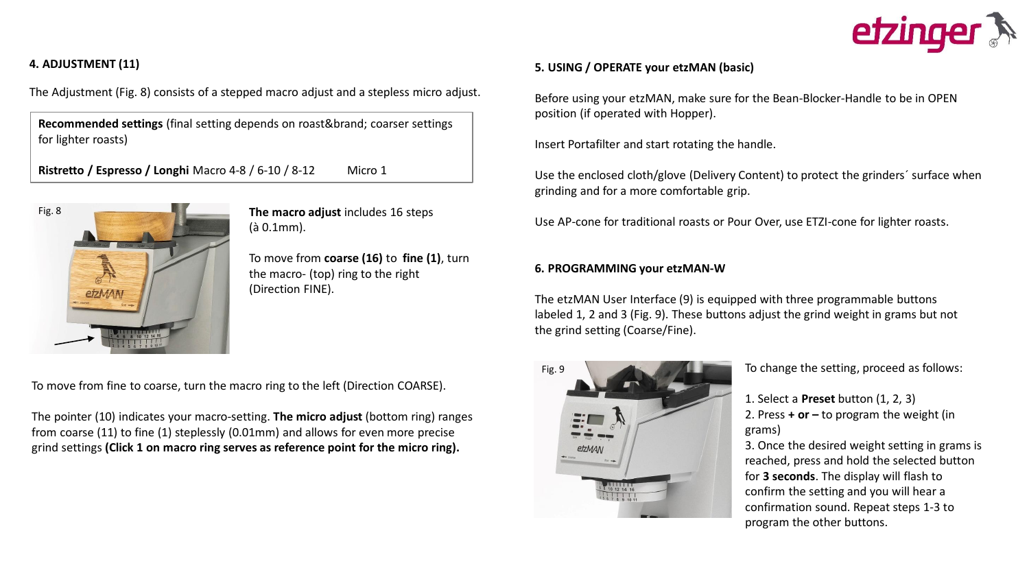## 4. ADJUSTMENT (11)

The Adjustment (Fig. 8) consists of a stepped macro adjust and a stepless micro adjust.

**Recommended settings** (final setting depends on roast&brand; coarser settings for lighter roasts)

**Ristretto / Espresso / Longhi** Macro 4-8 / 6-10 / 8-12 Micro 1

Fig. 8

**The macro adjust** includes 16 steps (à 0.1mm).

To move from **coarse (16)** to **fine (1)**, turn the macro- (top) ring to the right (Direction FINE).

To move from fine to coarse, turn the macro ring to the left (Direction COARSE).

The pointer (10) indicates your macro-setting. **The micro adjust** (bottom ring) ranges from coarse (11) to fine (1) steplessly (0.01mm) and allows for even more precise grind settings **(Click 1 on macro ring serves as reference point for the micro ring).**

## 5. USING / OPERATE your etzMAN (basic)

Before using your etzMAN, make sure for the Bean-Blocker-Handle to be in OPEN position (if operated with Hopper).

Insert Portafilter and start rotating the handle.

Use the enclosed cloth/glove (Delivery Content) to protect the grinders´ surface when grinding and for a more comfortable grip.

Use AP-cone for traditional roasts or Pour Over, use ETZI-cone for lighter roasts.

## 6. PROGRAMMING your etzMAN-W

The etzMAN User Interface (9) is equipped with three programmable buttons labeled 1, 2 and 3 (Fig. 9). These buttons adjust the grind weight in grams but not the grind setting (Coarse/Fine).

Fig. 9

To change the setting, proceed as follows:

1. Select a **Preset** button (1, 2, 3)
2. Press **+ or –** to program the weight (in grams)
3. Once the desired weight setting in grams is reached, press and hold the selected button for **3 seconds**. The display will flash to confirm the setting and you will hear a confirmation sound. Repeat steps 1-3 to program the other buttons.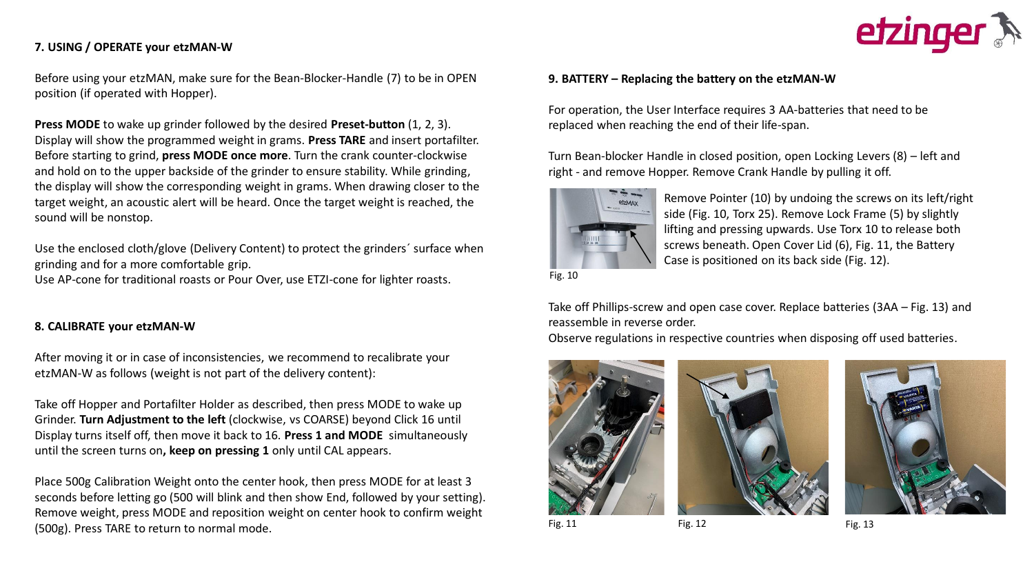### 7. USING / OPERATE your etzMAN-W

Before using your etzMAN, make sure for the Bean-Blocker-Handle (7) to be in OPEN position (if operated with Hopper).

**Press MODE** to wake up grinder followed by the desired **Preset-button** (1, 2, 3). Display will show the programmed weight in grams. **Press TARE** and insert portafilter. Before starting to grind, **press MODE once more**. Turn the crank counter-clockwise and hold on to the upper backside of the grinder to ensure stability. While grinding, the display will show the corresponding weight in grams. When drawing closer to the target weight, an acoustic alert will be heard. Once the target weight is reached, the sound will be nonstop.

Use the enclosed cloth/glove (Delivery Content) to protect the grinders´ surface when grinding and for a more comfortable grip.
Use AP-cone for traditional roasts or Pour Over, use ETZI-cone for lighter roasts.

### 8. CALIBRATE your etzMAN-W

After moving it or in case of inconsistencies, we recommend to recalibrate your etzMAN-W as follows (weight is not part of the delivery content):

Take off Hopper and Portafilter Holder as described, then press MODE to wake up Grinder. **Turn Adjustment to the left** (clockwise, vs COARSE) beyond Click 16 until Display turns itself off, then move it back to 16. **Press 1 and MODE** simultaneously until the screen turns on**, keep on pressing 1** only until CAL appears.

Place 500g Calibration Weight onto the center hook, then press MODE for at least 3 seconds before letting go (500 will blink and then show End, followed by your setting). Remove weight, press MODE and reposition weight on center hook to confirm weight (500g). Press TARE to return to normal mode.

### 9. BATTERY – Replacing the battery on the etzMAN-W

For operation, the User Interface requires 3 AA-batteries that need to be replaced when reaching the end of their life-span.

Turn Bean-blocker Handle in closed position, open Locking Levers (8) – left and right - and remove Hopper. Remove Crank Handle by pulling it off.

Fig. 10

Remove Pointer (10) by undoing the screws on its left/right side (Fig. 10, Torx 25). Remove Lock Frame (5) by slightly lifting and pressing upwards. Use Torx 10 to release both screws beneath. Open Cover Lid (6), Fig. 11, the Battery Case is positioned on its back side (Fig. 12).

Take off Phillips-screw and open case cover. Replace batteries (3AA – Fig. 13) and reassemble in reverse order.
Observe regulations in respective countries when disposing off used batteries.

Fig. 11

Fig. 12

Fig. 13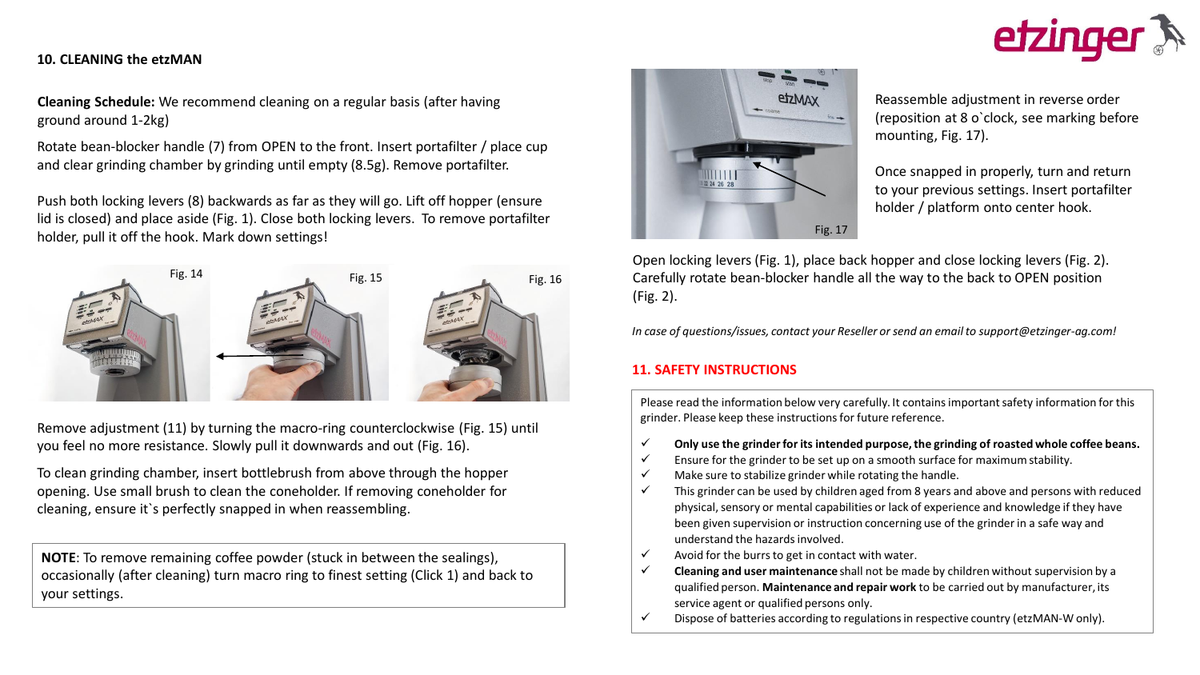## 10. CLEANING the etzMAN

**Cleaning Schedule:** We recommend cleaning on a regular basis (after having ground around 1-2kg)

Rotate bean-blocker handle (7) from OPEN to the front. Insert portafilter / place cup and clear grinding chamber by grinding until empty (8.5g). Remove portafilter.

Push both locking levers (8) backwards as far as they will go. Lift off hopper (ensure lid is closed) and place aside (Fig. 1). Close both locking levers. To remove portafilter holder, pull it off the hook. Mark down settings!

Fig. 14

Fig. 15

Fig. 16

Remove adjustment (11) by turning the macro-ring counterclockwise (Fig. 15) until you feel no more resistance. Slowly pull it downwards and out (Fig. 16).

To clean grinding chamber, insert bottlebrush from above through the hopper opening. Use small brush to clean the coneholder. If removing coneholder for cleaning, ensure it`s perfectly snapped in when reassembling.

**NOTE**: To remove remaining coffee powder (stuck in between the sealings), occasionally (after cleaning) turn macro ring to finest setting (Click 1) and back to your settings.

Fig. 17

Reassemble adjustment in reverse order (reposition at 8 o`clock, see marking before mounting, Fig. 17).

Once snapped in properly, turn and return to your previous settings. Insert portafilter holder / platform onto center hook.

Open locking levers (Fig. 1), place back hopper and close locking levers (Fig. 2). Carefully rotate bean-blocker handle all the way to the back to OPEN position (Fig. 2).

*In case of questions/issues, contact your Reseller or send an email to support@etzinger-ag.com!*

## 11. SAFETY INSTRUCTIONS

Please read the information below very carefully. It contains important safety information for this grinder. Please keep these instructions for future reference.

- ✓ **Only use the grinder for its intended purpose, the grinding of roasted whole coffee beans.**
- ✓ Ensure for the grinder to be set up on a smooth surface for maximum stability.
- ✓ Make sure to stabilize grinder while rotating the handle.
- ✓ This grinder can be used by children aged from 8 years and above and persons with reduced physical, sensory or mental capabilities or lack of experience and knowledge if they have been given supervision or instruction concerning use of the grinder in a safe way and understand the hazards involved.
- ✓ Avoid for the burrs to get in contact with water.
- ✓ **Cleaning and user maintenance** shall not be made by children without supervision by a qualified person. **Maintenance and repair work** to be carried out by manufacturer, its service agent or qualified persons only.
- ✓ Dispose of batteries according to regulations in respective country (etzMAN-W only).